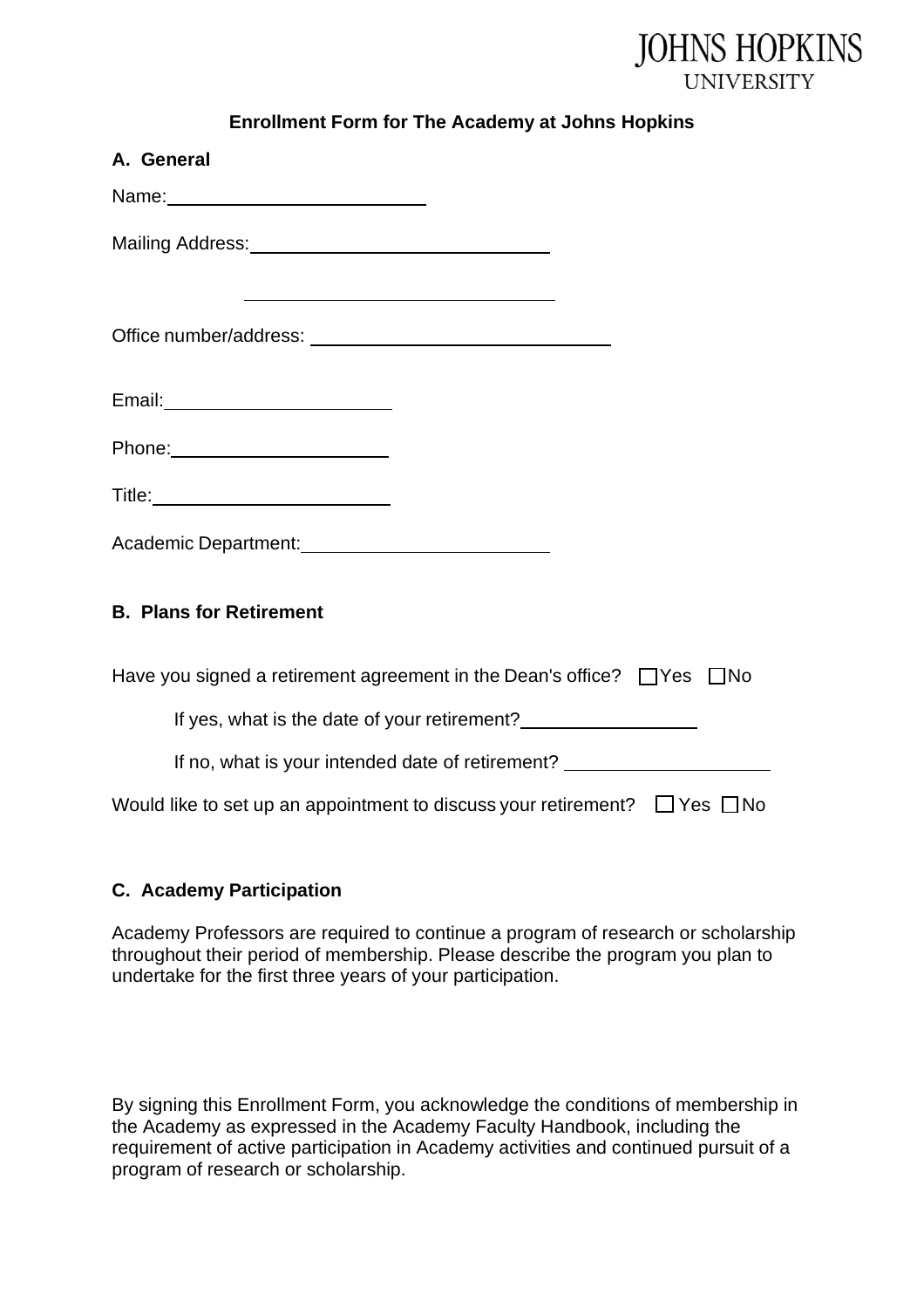JOHNS HOPKINS
UNIVERSITY

# Enrollment Form for The Academy at Johns Hopkins

## A. General

Name: ____________________

Mailing Address: ____________________

____________________

Office number/address: ____________________

Email: ____________________

Phone: ____________________

Title: ____________________

Academic Department: ____________________

## B. Plans for Retirement

Have you signed a retirement agreement in the Dean's office? ☐ Yes ☐ No

If yes, what is the date of your retirement? ____________________

If no, what is your intended date of retirement? ____________________

Would like to set up an appointment to discuss your retirement? ☐ Yes ☐ No

## C. Academy Participation

Academy Professors are required to continue a program of research or scholarship throughout their period of membership. Please describe the program you plan to undertake for the first three years of your participation.

By signing this Enrollment Form, you acknowledge the conditions of membership in the Academy as expressed in the Academy Faculty Handbook, including the requirement of active participation in Academy activities and continued pursuit of a program of research or scholarship.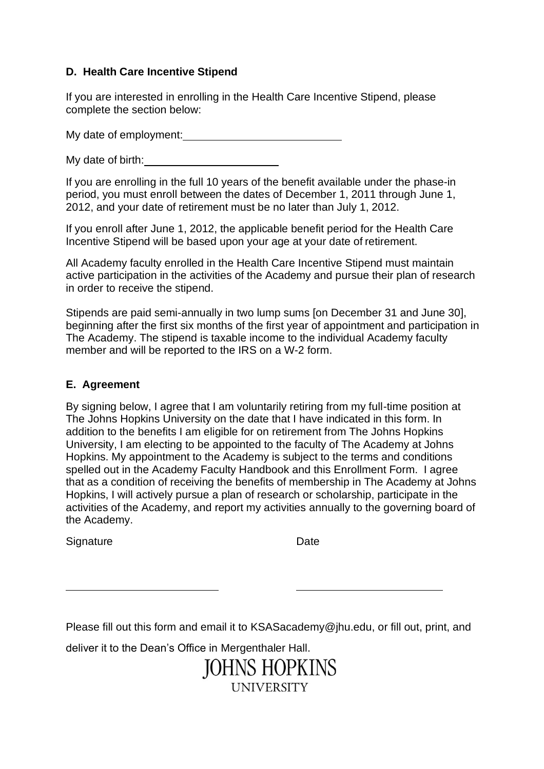### D. Health Care Incentive Stipend

If you are interested in enrolling in the Health Care Incentive Stipend, please complete the section below:

My date of employment: \_\_\_\_\_\_\_\_\_\_\_\_\_\_\_\_\_\_\_\_\_\_\_\_\_\_

My date of birth: \_\_\_\_\_\_\_\_\_\_\_\_\_\_\_\_\_\_\_\_\_\_

If you are enrolling in the full 10 years of the benefit available under the phase-in period, you must enroll between the dates of December 1, 2011 through June 1, 2012, and your date of retirement must be no later than July 1, 2012.

If you enroll after June 1, 2012, the applicable benefit period for the Health Care Incentive Stipend will be based upon your age at your date of retirement.

All Academy faculty enrolled in the Health Care Incentive Stipend must maintain active participation in the activities of the Academy and pursue their plan of research in order to receive the stipend.

Stipends are paid semi-annually in two lump sums [on December 31 and June 30], beginning after the first six months of the first year of appointment and participation in The Academy. The stipend is taxable income to the individual Academy faculty member and will be reported to the IRS on a W-2 form.

### E. Agreement

By signing below, I agree that I am voluntarily retiring from my full-time position at The Johns Hopkins University on the date that I have indicated in this form. In addition to the benefits I am eligible for on retirement from The Johns Hopkins University, I am electing to be appointed to the faculty of The Academy at Johns Hopkins. My appointment to the Academy is subject to the terms and conditions spelled out in the Academy Faculty Handbook and this Enrollment Form. I agree that as a condition of receiving the benefits of membership in The Academy at Johns Hopkins, I will actively pursue a plan of research or scholarship, participate in the activities of the Academy, and report my activities annually to the governing board of the Academy.

Signature                                                    Date

\_\_\_\_\_\_\_\_\_\_\_\_\_\_\_\_\_\_\_\_\_\_\_\_\_\_                \_\_\_\_\_\_\_\_\_\_\_\_\_\_\_\_\_\_\_\_\_\_\_\_\_\_

Please fill out this form and email it to KSASacademy@jhu.edu, or fill out, print, and deliver it to the Dean's Office in Mergenthaler Hall.

JOHNS HOPKINS
UNIVERSITY